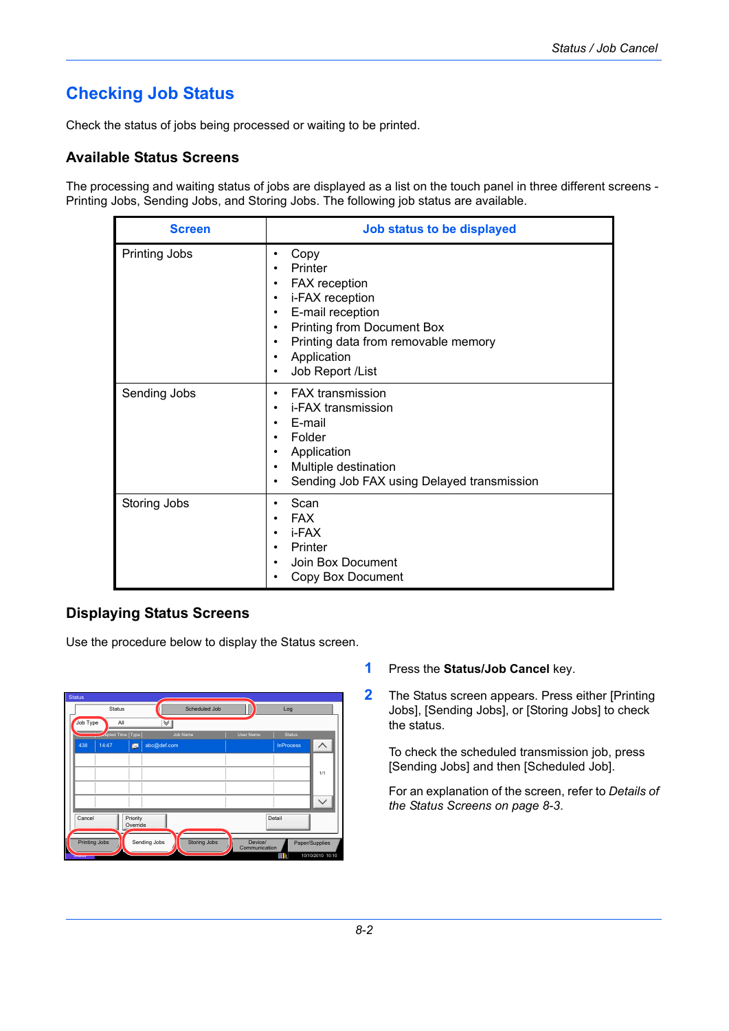# Checking Job Status

Check the status of jobs being processed or waiting to be printed.

## Available Status Screens

The processing and waiting status of jobs are displayed as a list on the touch panel in three different screens - Printing Jobs, Sending Jobs, and Storing Jobs. The following job status are available.

| Screen | Job status to be displayed |
|---|---|
| Printing Jobs | • Copy<br>• Printer<br>• FAX reception<br>• i-FAX reception<br>• E-mail reception<br>• Printing from Document Box<br>• Printing data from removable memory<br>• Application<br>• Job Report /List |
| Sending Jobs | • FAX transmission<br>• i-FAX transmission<br>• E-mail<br>• Folder<br>• Application<br>• Multiple destination<br>• Sending Job FAX using Delayed transmission |
| Storing Jobs | • Scan<br>• FAX<br>• i-FAX<br>• Printer<br>• Join Box Document<br>• Copy Box Document |

## Displaying Status Screens

Use the procedure below to display the Status screen.

1. Press the **Status/Job Cancel** key.

2. The Status screen appears. Press either [Printing Jobs], [Sending Jobs], or [Storing Jobs] to check the status.

   To check the scheduled transmission job, press [Sending Jobs] and then [Scheduled Job].

   For an explanation of the screen, refer to *Details of the Status Screens on page 8-3*.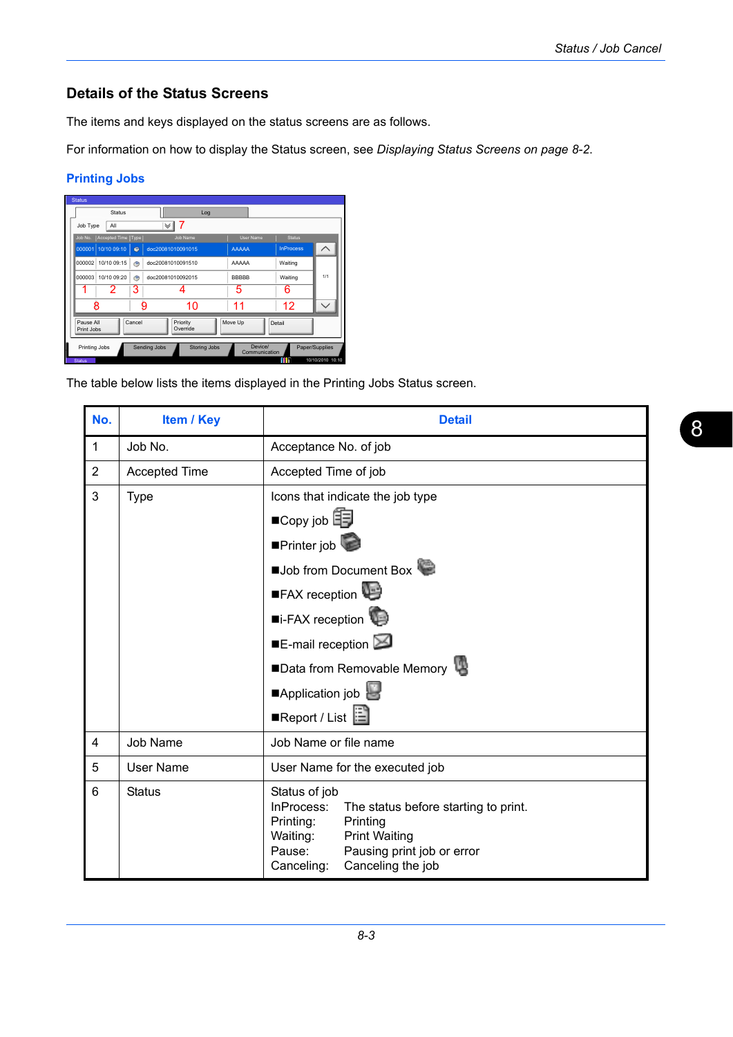## Details of the Status Screens

The items and keys displayed on the status screens are as follows.

For information on how to display the Status screen, see *Displaying Status Screens on page 8-2.*

### Printing Jobs

The table below lists the items displayed in the Printing Jobs Status screen.

| No. | Item / Key | Detail |
|---|---|---|
| 1 | Job No. | Acceptance No. of job |
| 2 | Accepted Time | Accepted Time of job |
| 3 | Type | Icons that indicate the job type<br>■Copy job<br>■Printer job<br>■Job from Document Box<br>■FAX reception<br>■i-FAX reception<br>■E-mail reception<br>■Data from Removable Memory<br>■Application job<br>■Report / List |
| 4 | Job Name | Job Name or file name |
| 5 | User Name | User Name for the executed job |
| 6 | Status | Status of job<br>InProcess: The status before starting to print.<br>Printing: Printing<br>Waiting: Print Waiting<br>Pause: Pausing print job or error<br>Canceling: Canceling the job |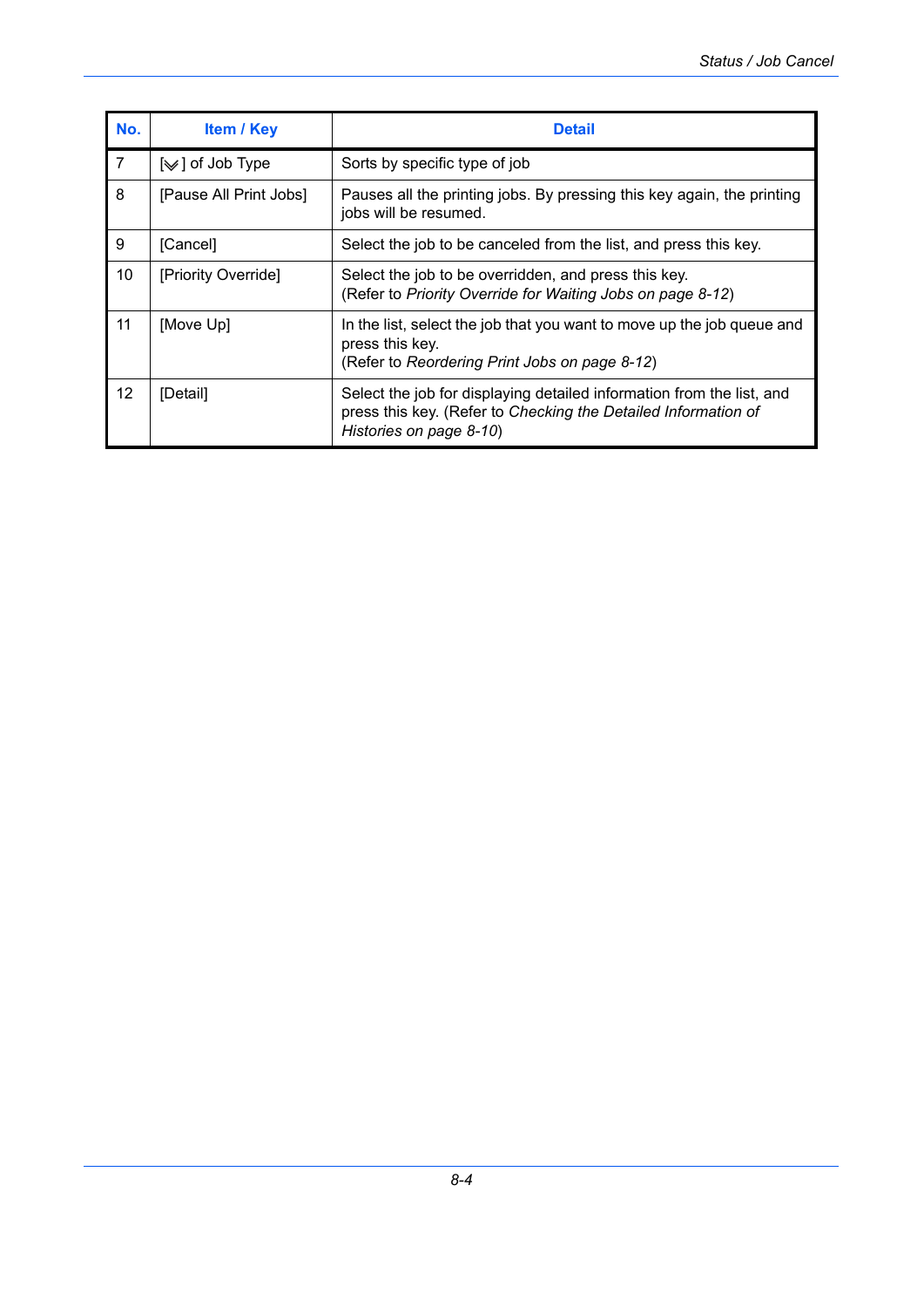| No. | Item / Key | Detail |
|---|---|---|
| 7 | [﹀] of Job Type | Sorts by specific type of job |
| 8 | [Pause All Print Jobs] | Pauses all the printing jobs. By pressing this key again, the printing jobs will be resumed. |
| 9 | [Cancel] | Select the job to be canceled from the list, and press this key. |
| 10 | [Priority Override] | Select the job to be overridden, and press this key.<br>(Refer to *Priority Override for Waiting Jobs on page 8-12*) |
| 11 | [Move Up] | In the list, select the job that you want to move up the job queue and press this key.<br>(Refer to *Reordering Print Jobs on page 8-12*) |
| 12 | [Detail] | Select the job for displaying detailed information from the list, and press this key. (Refer to *Checking the Detailed Information of Histories on page 8-10*) |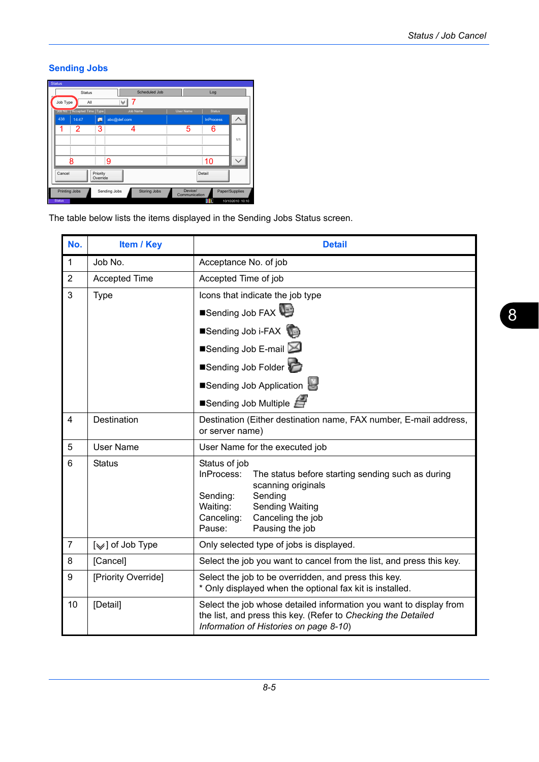## Sending Jobs

The table below lists the items displayed in the Sending Jobs Status screen.

| No. | Item / Key | Detail |
|---|---|---|
| 1 | Job No. | Acceptance No. of job |
| 2 | Accepted Time | Accepted Time of job |
| 3 | Type | Icons that indicate the job type<br>■Sending Job FAX<br>■Sending Job i-FAX<br>■Sending Job E-mail<br>■Sending Job Folder<br>■Sending Job Application<br>■Sending Job Multiple |
| 4 | Destination | Destination (Either destination name, FAX number, E-mail address, or server name) |
| 5 | User Name | User Name for the executed job |
| 6 | Status | Status of job<br>InProcess: The status before starting sending such as during scanning originals<br>Sending: Sending<br>Waiting: Sending Waiting<br>Canceling: Canceling the job<br>Pause: Pausing the job |
| 7 | [∨] of Job Type | Only selected type of jobs is displayed. |
| 8 | [Cancel] | Select the job you want to cancel from the list, and press this key. |
| 9 | [Priority Override] | Select the job to be overridden, and press this key.<br>* Only displayed when the optional fax kit is installed. |
| 10 | [Detail] | Select the job whose detailed information you want to display from the list, and press this key. (Refer to *Checking the Detailed Information of Histories on page 8-10*) |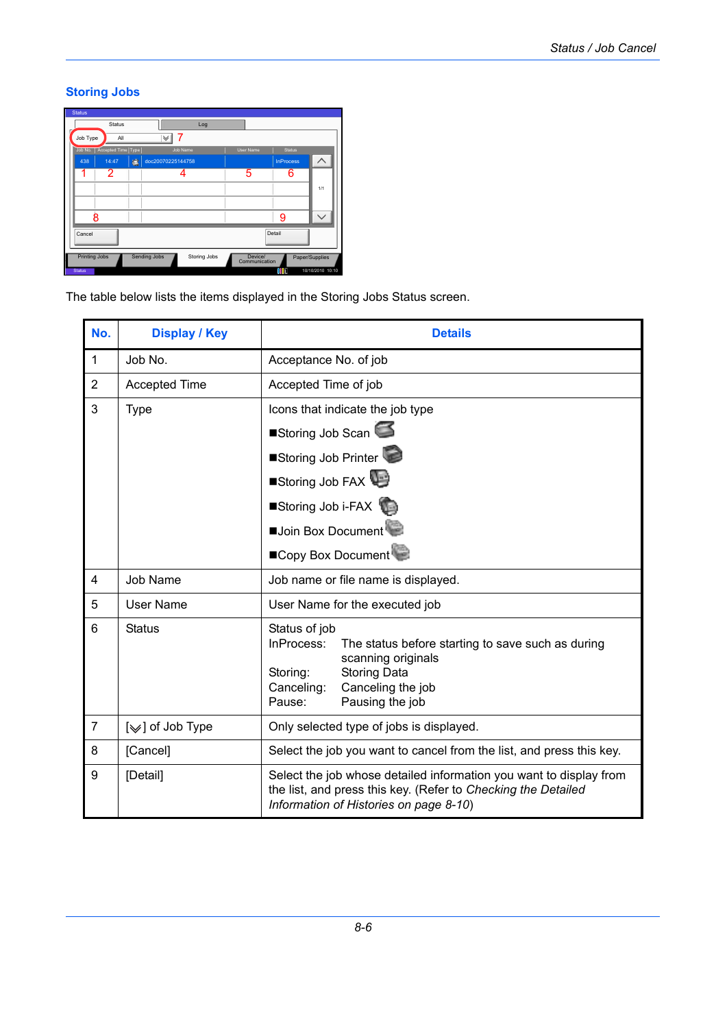## Storing Jobs

The table below lists the items displayed in the Storing Jobs Status screen.

| No. | Display / Key | Details |
|---|---|---|
| 1 | Job No. | Acceptance No. of job |
| 2 | Accepted Time | Accepted Time of job |
| 3 | Type | Icons that indicate the job type<br>■Storing Job Scan<br>■Storing Job Printer<br>■Storing Job FAX<br>■Storing Job i-FAX<br>■Join Box Document<br>■Copy Box Document |
| 4 | Job Name | Job name or file name is displayed. |
| 5 | User Name | User Name for the executed job |
| 6 | Status | Status of job<br>InProcess: The status before starting to save such as during scanning originals<br>Storing: Storing Data<br>Canceling: Canceling the job<br>Pause: Pausing the job |
| 7 | [∨] of Job Type | Only selected type of jobs is displayed. |
| 8 | [Cancel] | Select the job you want to cancel from the list, and press this key. |
| 9 | [Detail] | Select the job whose detailed information you want to display from the list, and press this key. (Refer to *Checking the Detailed Information of Histories on page 8-10*) |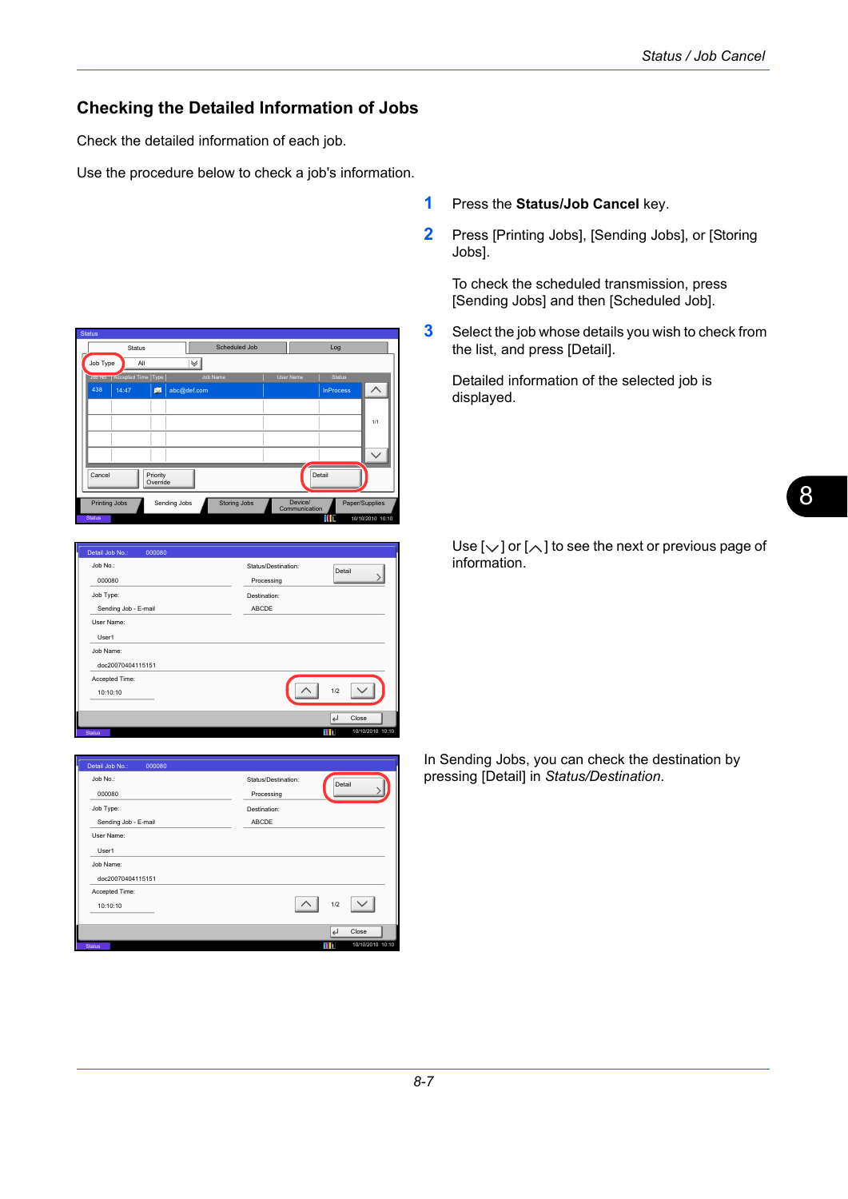## Checking the Detailed Information of Jobs

Check the detailed information of each job.

Use the procedure below to check a job's information.

1 Press the **Status/Job Cancel** key.

2 Press [Printing Jobs], [Sending Jobs], or [Storing Jobs].

   To check the scheduled transmission, press [Sending Jobs] and then [Scheduled Job].

3 Select the job whose details you wish to check from the list, and press [Detail].

   Detailed information of the selected job is displayed.

   Use [∨] or [∧] to see the next or previous page of information.

In Sending Jobs, you can check the destination by pressing [Detail] in *Status/Destination*.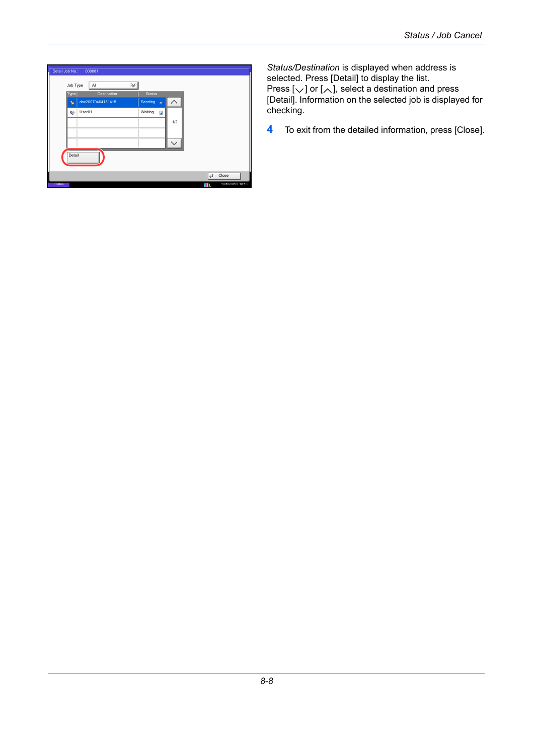*Status/Destination* is displayed when address is selected. Press [Detail] to display the list. Press [﹀] or [︿], select a destination and press [Detail]. Information on the selected job is displayed for checking.

**4** To exit from the detailed information, press [Close].